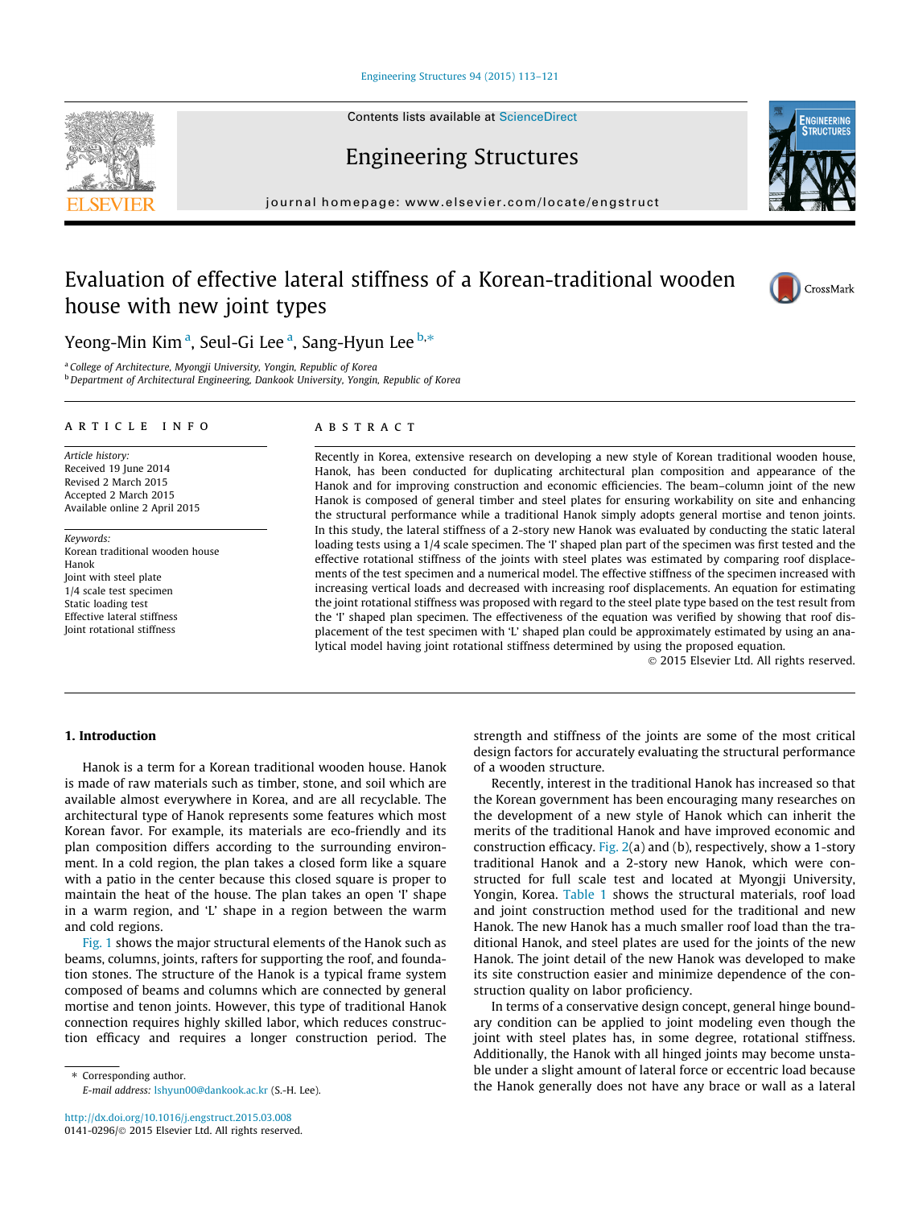# Evaluation of effective lateral stiffness of a Korean-traditional wooden house with new joint types

Yeong-Min Kim[a], Seul-Gi Lee[a], Sang-Hyun Lee[b,*]

[a] College of Architecture, Myongji University, Yongin, Republic of Korea

[b] Department of Architectural Engineering, Dankook University, Yongin, Republic of Korea

## ARTICLE INFO

*Article history:*
Received 19 June 2014
Revised 2 March 2015
Accepted 2 March 2015
Available online 2 April 2015

*Keywords:*
Korean traditional wooden house
Hanok
Joint with steel plate
1/4 scale test specimen
Static loading test
Effective lateral stiffness
Joint rotational stiffness

## ABSTRACT

Recently in Korea, extensive research on developing a new style of Korean traditional wooden house, Hanok, has been conducted for duplicating architectural plan composition and appearance of the Hanok and for improving construction and economic efficiencies. The beam–column joint of the new Hanok is composed of general timber and steel plates for ensuring workability on site and enhancing the structural performance while a traditional Hanok simply adopts general mortise and tenon joints. In this study, the lateral stiffness of a 2-story new Hanok was evaluated by conducting the static lateral loading tests using a 1/4 scale specimen. The 'I' shaped plan part of the specimen was first tested and the effective rotational stiffness of the joints with steel plates was estimated by comparing roof displacements of the test specimen and a numerical model. The effective stiffness of the specimen increased with increasing vertical loads and decreased with increasing roof displacements. An equation for estimating the joint rotational stiffness was proposed with regard to the steel plate type based on the test result from the 'I' shaped plan specimen. The effectiveness of the equation was verified by showing that roof displacement of the test specimen with 'L' shaped plan could be approximately estimated by using an analytical model having joint rotational stiffness determined by using the proposed equation.

© 2015 Elsevier Ltd. All rights reserved.

## 1. Introduction

Hanok is a term for a Korean traditional wooden house. Hanok is made of raw materials such as timber, stone, and soil which are available almost everywhere in Korea, and are all recyclable. The architectural type of Hanok represents some features which most Korean favor. For example, its materials are eco-friendly and its plan composition differs according to the surrounding environment. In a cold region, the plan takes a closed form like a square with a patio in the center because this closed square is proper to maintain the heat of the house. The plan takes an open 'I' shape in a warm region, and 'L' shape in a region between the warm and cold regions.

Fig. 1 shows the major structural elements of the Hanok such as beams, columns, joints, rafters for supporting the roof, and foundation stones. The structure of the Hanok is a typical frame system composed of beams and columns which are connected by general mortise and tenon joints. However, this type of traditional Hanok connection requires highly skilled labor, which reduces construction efficacy and requires a longer construction period. The strength and stiffness of the joints are some of the most critical design factors for accurately evaluating the structural performance of a wooden structure.

Recently, interest in the traditional Hanok has increased so that the Korean government has been encouraging many researches on the development of a new style of Hanok which can inherit the merits of the traditional Hanok and have improved economic and construction efficacy. Fig. 2(a) and (b), respectively, show a 1-story traditional Hanok and a 2-story new Hanok, which were constructed for full scale test and located at Myongji University, Yongin, Korea. Table 1 shows the structural materials, roof load and joint construction method used for the traditional and new Hanok. The new Hanok has a much smaller roof load than the traditional Hanok, and steel plates are used for the joints of the new Hanok. The joint detail of the new Hanok was developed to make its site construction easier and minimize dependence of the construction quality on labor proficiency.

In terms of a conservative design concept, general hinge boundary condition can be applied to joint modeling even though the joint with steel plates has, in some degree, rotational stiffness. Additionally, the Hanok with all hinged joints may become unstable under a slight amount of lateral force or eccentric load because the Hanok generally does not have any brace or wall as a lateral

* Corresponding author.
*E-mail address:* lshyun00@dankook.ac.kr (S.-H. Lee).

http://dx.doi.org/10.1016/j.engstruct.2015.03.008
0141-0296/© 2015 Elsevier Ltd. All rights reserved.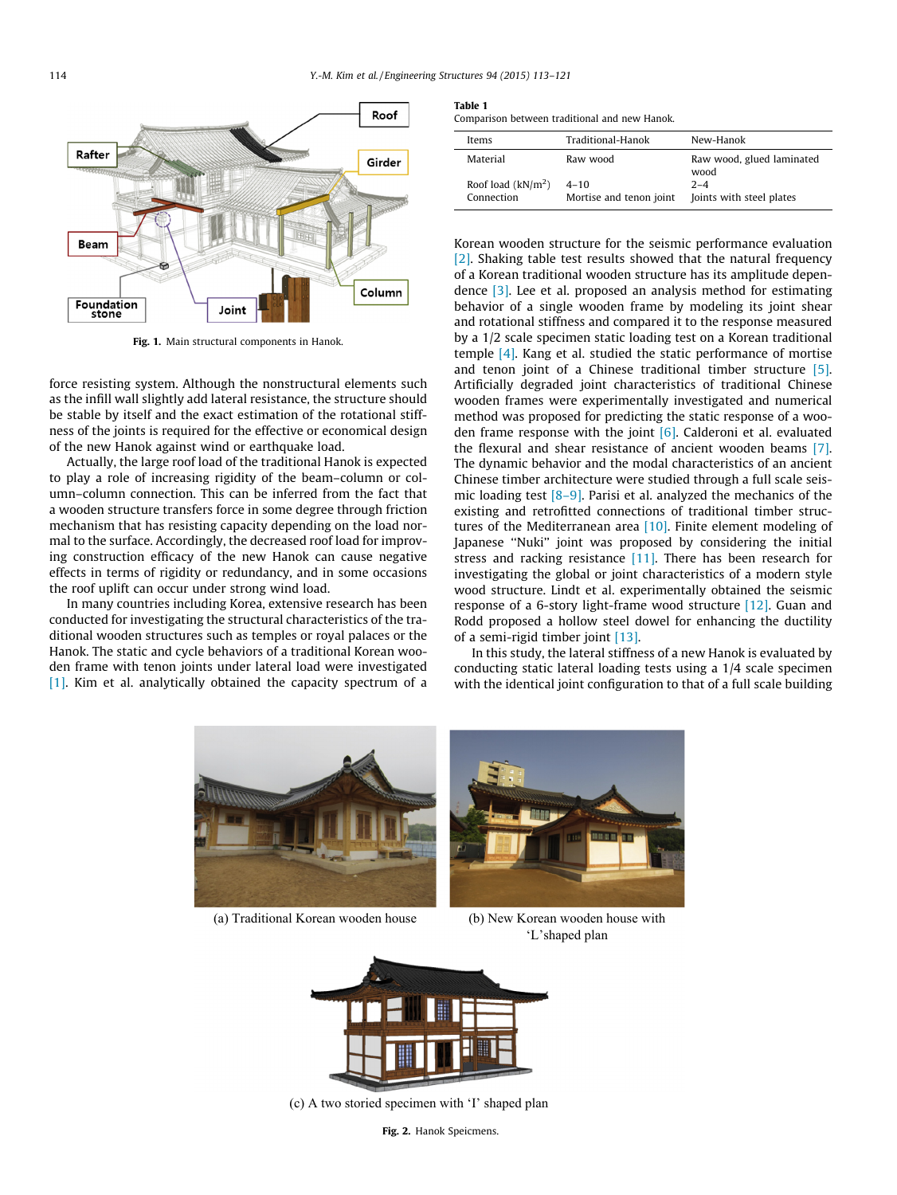Fig. 1. Main structural components in Hanok.

force resisting system. Although the nonstructural elements such as the infill wall slightly add lateral resistance, the structure should be stable by itself and the exact estimation of the rotational stiffness of the joints is required for the effective or economical design of the new Hanok against wind or earthquake load.

Actually, the large roof load of the traditional Hanok is expected to play a role of increasing rigidity of the beam–column or column–column connection. This can be inferred from the fact that a wooden structure transfers force in some degree through friction mechanism that has resisting capacity depending on the load normal to the surface. Accordingly, the decreased roof load for improving construction efficacy of the new Hanok can cause negative effects in terms of rigidity or redundancy, and in some occasions the roof uplift can occur under strong wind load.

In many countries including Korea, extensive research has been conducted for investigating the structural characteristics of the traditional wooden structures such as temples or royal palaces or the Hanok. The static and cycle behaviors of a traditional Korean wooden frame with tenon joints under lateral load were investigated [1]. Kim et al. analytically obtained the capacity spectrum of a Korean wooden structure for the seismic performance evaluation [2]. Shaking table test results showed that the natural frequency of a Korean traditional wooden structure has its amplitude dependence [3]. Lee et al. proposed an analysis method for estimating behavior of a single wooden frame by modeling its joint shear and rotational stiffness and compared it to the response measured by a 1/2 scale specimen static loading test on a Korean traditional temple [4]. Kang et al. studied the static performance of mortise and tenon joint of a Chinese traditional timber structure [5]. Artificially degraded joint characteristics of traditional Chinese wooden frames were experimentally investigated and numerical method was proposed for predicting the static response of a wooden frame response with the joint [6]. Calderoni et al. evaluated the flexural and shear resistance of ancient wooden beams [7]. The dynamic behavior and the modal characteristics of an ancient Chinese timber architecture were studied through a full scale seismic loading test [8–9]. Parisi et al. analyzed the mechanics of the existing and retrofitted connections of traditional timber structures of the Mediterranean area [10]. Finite element modeling of Japanese "Nuki" joint was proposed by considering the initial stress and racking resistance [11]. There has been research for investigating the global or joint characteristics of a modern style wood structure. Lindt et al. experimentally obtained the seismic response of a 6-story light-frame wood structure [12]. Guan and Rodd proposed a hollow steel dowel for enhancing the ductility of a semi-rigid timber joint [13].

In this study, the lateral stiffness of a new Hanok is evaluated by conducting static lateral loading tests using a 1/4 scale specimen with the identical joint configuration to that of a full scale building

Table 1
Comparison between traditional and new Hanok.

| Items | Traditional-Hanok | New-Hanok |
|---|---|---|
| Material | Raw wood | Raw wood, glued laminated wood |
| Roof load ($kN/m^2$) | 4–10 | 2–4 |
| Connection | Mortise and tenon joint | Joints with steel plates |

(a) Traditional Korean wooden house

(b) New Korean wooden house with 'L'shaped plan

(c) A two storied specimen with 'I' shaped plan

Fig. 2. Hanok Speicmens.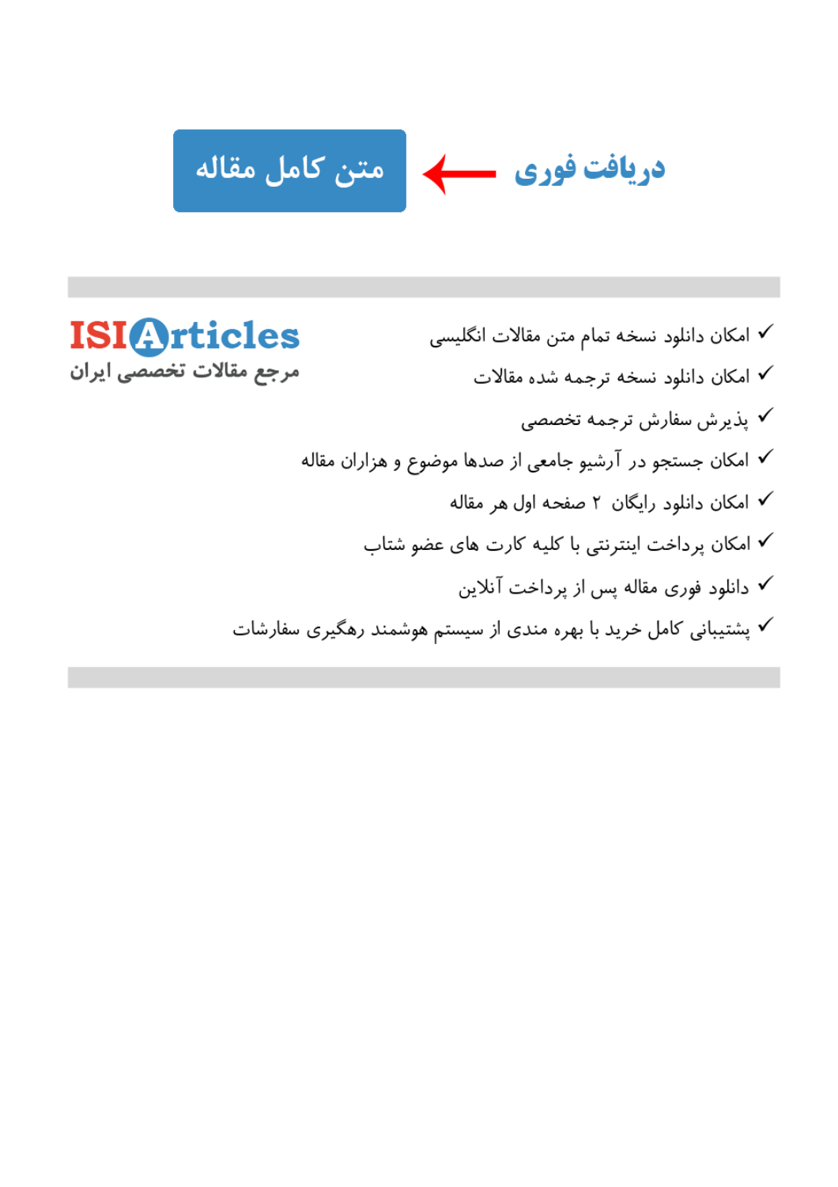دریافت فوری ← متن کامل مقاله

**ISIArticles**
مرجع مقالات تخصصی ایران

- ✓ امکان دانلود نسخه تمام متن مقالات انگلیسی
- ✓ امکان دانلود نسخه ترجمه شده مقالات
- ✓ پذیرش سفارش ترجمه تخصصی
- ✓ امکان جستجو در آرشیو جامعی از صدها موضوع و هزاران مقاله
- ✓ امکان دانلود رایگان ۲ صفحه اول هر مقاله
- ✓ امکان پرداخت اینترنتی با کلیه کارت های عضو شتاب
- ✓ دانلود فوری مقاله پس از پرداخت آنلاین
- ✓ پشتیبانی کامل خرید با بهره مندی از سیستم هوشمند رهگیری سفارشات